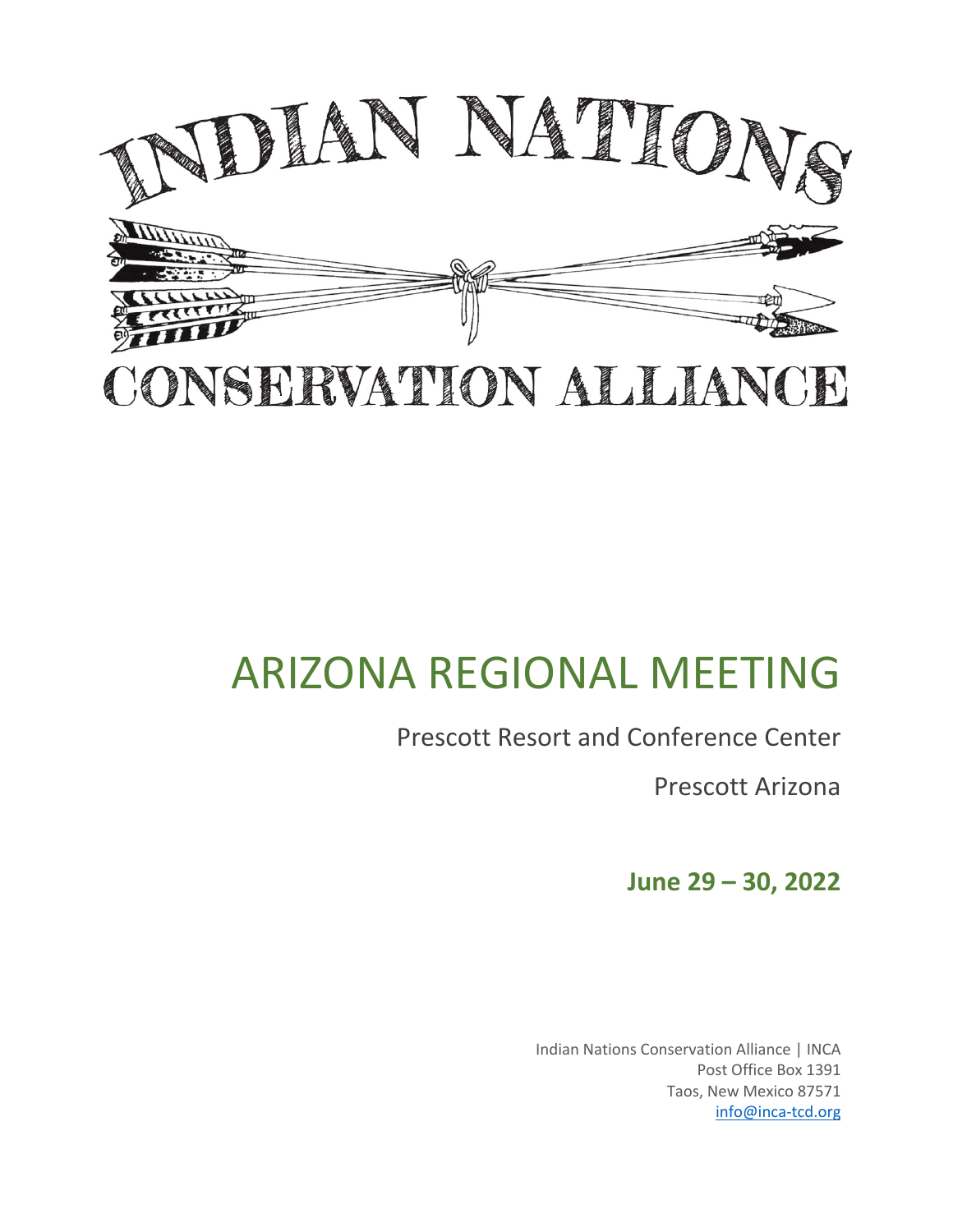# INDIAN NATIONS CONSERVATION ALLIANCE

# ARIZONA REGIONAL MEETING

Prescott Resort and Conference Center

Prescott Arizona

**June 29 – 30, 2022**

Indian Nations Conservation Alliance | INCA
Post Office Box 1391
Taos, New Mexico 87571
info@inca-tcd.org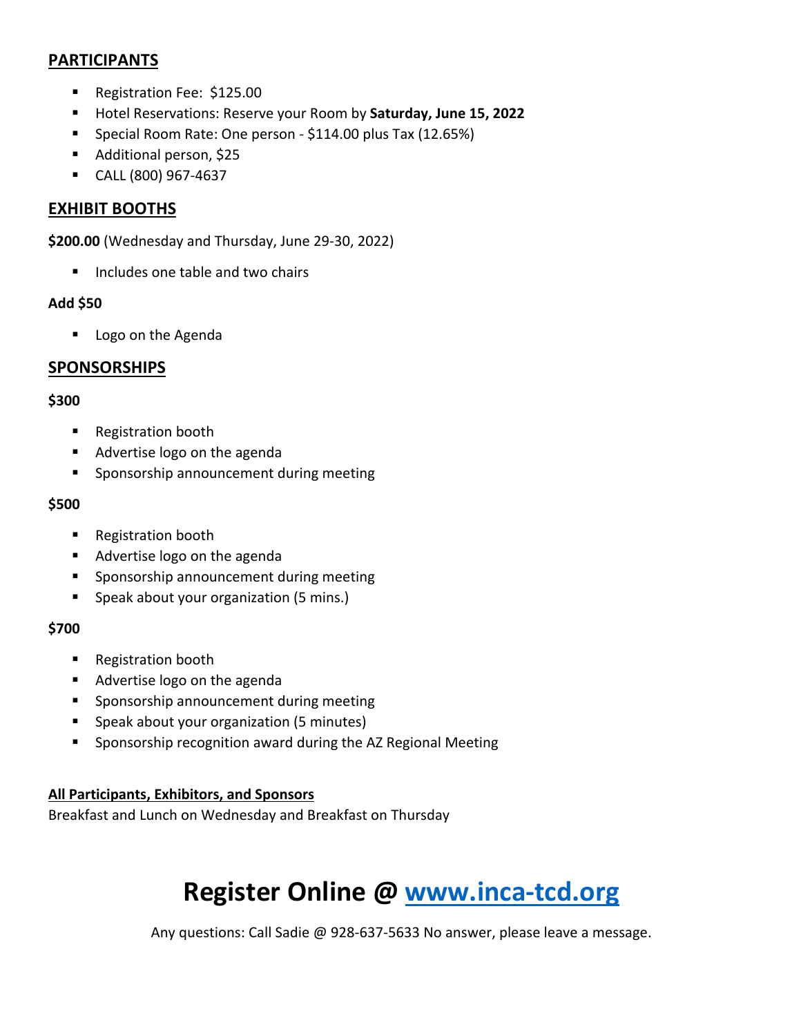## PARTICIPANTS

- Registration Fee: $125.00
- Hotel Reservations: Reserve your Room by **Saturday, June 15, 2022**
- Special Room Rate: One person - $114.00 plus Tax (12.65%)
- Additional person, $25
- CALL (800) 967-4637

## EXHIBIT BOOTHS

**$200.00** (Wednesday and Thursday, June 29-30, 2022)

- Includes one table and two chairs

**Add $50**

- Logo on the Agenda

## SPONSORSHIPS

**$300**

- Registration booth
- Advertise logo on the agenda
- Sponsorship announcement during meeting

**$500**

- Registration booth
- Advertise logo on the agenda
- Sponsorship announcement during meeting
- Speak about your organization (5 mins.)

**$700**

- Registration booth
- Advertise logo on the agenda
- Sponsorship announcement during meeting
- Speak about your organization (5 minutes)
- Sponsorship recognition award during the AZ Regional Meeting

**All Participants, Exhibitors, and Sponsors**

Breakfast and Lunch on Wednesday and Breakfast on Thursday

# Register Online @ [www.inca-tcd.org](www.inca-tcd.org)

Any questions: Call Sadie @ 928-637-5633 No answer, please leave a message.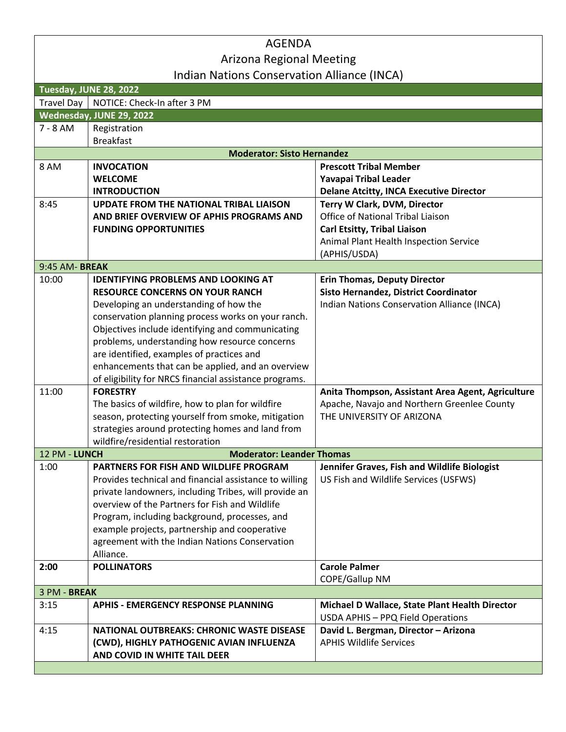# AGENDA
## Arizona Regional Meeting
## Indian Nations Conservation Alliance (INCA)

| | | |
|---|---|---|
| **Tuesday, JUNE 28, 2022** | | |
| Travel Day | NOTICE: Check-In after 3 PM | |
| **Wednesday, JUNE 29, 2022** | | |
| 7 - 8 AM | Registration<br>Breakfast | |
| | **Moderator: Sisto Hernandez** | |
| 8 AM | **INVOCATION**<br>**WELCOME**<br>**INTRODUCTION** | **Prescott Tribal Member**<br>**Yavapai Tribal Leader**<br>**Delane Atcitty, INCA Executive Director** |
| 8:45 | **UPDATE FROM THE NATIONAL TRIBAL LIAISON AND BRIEF OVERVIEW OF APHIS PROGRAMS AND FUNDING OPPORTUNITIES** | **Terry W Clark, DVM, Director**<br>Office of National Tribal Liaison<br>**Carl Etsitty, Tribal Liaison**<br>Animal Plant Health Inspection Service (APHIS/USDA) |
| 9:45 AM- **BREAK** | | |
| 10:00 | **IDENTIFYING PROBLEMS AND LOOKING AT RESOURCE CONCERNS ON YOUR RANCH**<br>Developing an understanding of how the conservation planning process works on your ranch. Objectives include identifying and communicating problems, understanding how resource concerns are identified, examples of practices and enhancements that can be applied, and an overview of eligibility for NRCS financial assistance programs. | **Erin Thomas, Deputy Director**<br>**Sisto Hernandez, District Coordinator**<br>Indian Nations Conservation Alliance (INCA) |
| 11:00 | **FORESTRY**<br>The basics of wildfire, how to plan for wildfire season, protecting yourself from smoke, mitigation strategies around protecting homes and land from wildfire/residential restoration | **Anita Thompson, Assistant Area Agent, Agriculture**<br>Apache, Navajo and Northern Greenlee County<br>THE UNIVERSITY OF ARIZONA |
| 12 PM - **LUNCH** | **Moderator: Leander Thomas** | |
| 1:00 | **PARTNERS FOR FISH AND WILDLIFE PROGRAM**<br>Provides technical and financial assistance to willing private landowners, including Tribes, will provide an overview of the Partners for Fish and Wildlife Program, including background, processes, and example projects, partnership and cooperative agreement with the Indian Nations Conservation Alliance. | **Jennifer Graves, Fish and Wildlife Biologist**<br>US Fish and Wildlife Services (USFWS) |
| **2:00** | **POLLINATORS** | **Carole Palmer**<br>COPE/Gallup NM |
| 3 PM - **BREAK** | | |
| 3:15 | **APHIS - EMERGENCY RESPONSE PLANNING** | **Michael D Wallace, State Plant Health Director**<br>USDA APHIS – PPQ Field Operations |
| 4:15 | **NATIONAL OUTBREAKS: CHRONIC WASTE DISEASE (CWD), HIGHLY PATHOGENIC AVIAN INFLUENZA AND COVID IN WHITE TAIL DEER** | **David L. Bergman, Director – Arizona**<br>APHIS Wildlife Services |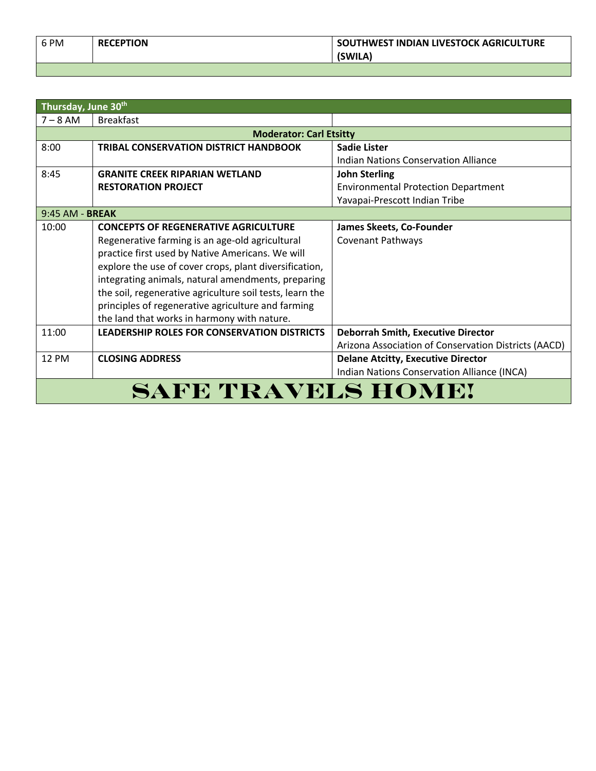| | | |
|---|---|---|
| 6 PM | **RECEPTION** | **SOUTHWEST INDIAN LIVESTOCK AGRICULTURE (SWILA)** |

| **Thursday, June 30th** | | |
|---|---|---|
| 7 – 8 AM | Breakfast | |
| **Moderator: Carl Etsitty** | | |
| 8:00 | **TRIBAL CONSERVATION DISTRICT HANDBOOK** | **Sadie Lister**<br>Indian Nations Conservation Alliance |
| 8:45 | **GRANITE CREEK RIPARIAN WETLAND RESTORATION PROJECT** | **John Sterling**<br>Environmental Protection Department<br>Yavapai-Prescott Indian Tribe |
| 9:45 AM - **BREAK** | | |
| 10:00 | **CONCEPTS OF REGENERATIVE AGRICULTURE**<br>Regenerative farming is an age-old agricultural practice first used by Native Americans. We will explore the use of cover crops, plant diversification, integrating animals, natural amendments, preparing the soil, regenerative agriculture soil tests, learn the principles of regenerative agriculture and farming the land that works in harmony with nature. | **James Skeets, Co-Founder**<br>Covenant Pathways |
| 11:00 | **LEADERSHIP ROLES FOR CONSERVATION DISTRICTS** | **Deborrah Smith, Executive Director**<br>Arizona Association of Conservation Districts (AACD) |
| 12 PM | **CLOSING ADDRESS** | **Delane Atcitty, Executive Director**<br>Indian Nations Conservation Alliance (INCA) |

# SAFE TRAVELS HOME!